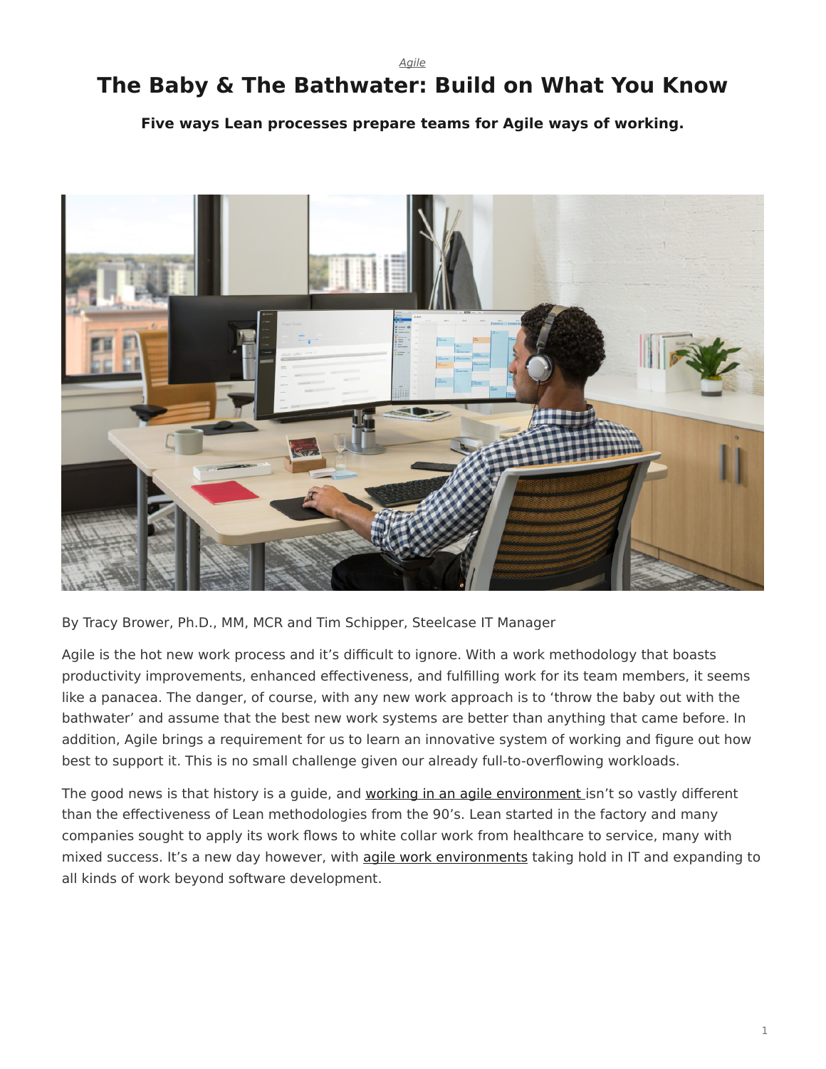*Agile*

# The Baby & The Bathwater: Build on What You Know

**Five ways Lean processes prepare teams for Agile ways of working.**

By Tracy Brower, Ph.D., MM, MCR and Tim Schipper, Steelcase IT Manager

Agile is the hot new work process and it's difficult to ignore. With a work methodology that boasts productivity improvements, enhanced effectiveness, and fulfilling work for its team members, it seems like a panacea. The danger, of course, with any new work approach is to 'throw the baby out with the bathwater' and assume that the best new work systems are better than anything that came before. In addition, Agile brings a requirement for us to learn an innovative system of working and figure out how best to support it. This is no small challenge given our already full-to-overflowing workloads.

The good news is that history is a guide, and working in an agile environment isn't so vastly different than the effectiveness of Lean methodologies from the 90's. Lean started in the factory and many companies sought to apply its work flows to white collar work from healthcare to service, many with mixed success. It's a new day however, with agile work environments taking hold in IT and expanding to all kinds of work beyond software development.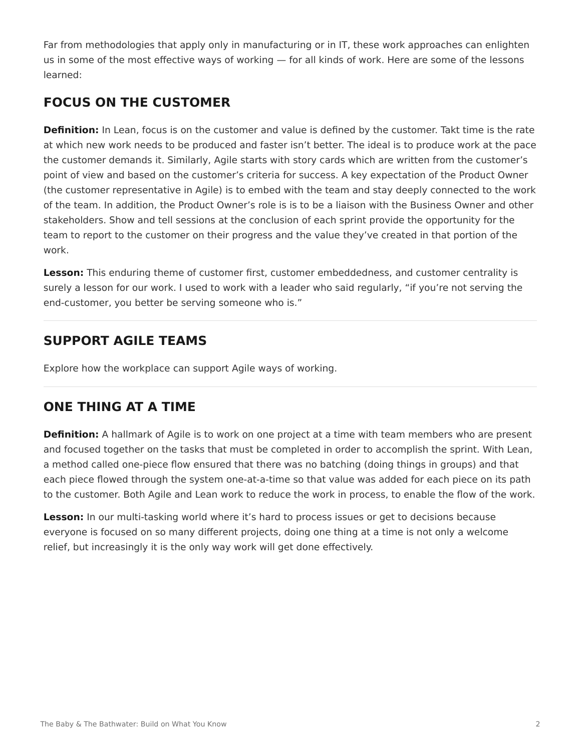Far from methodologies that apply only in manufacturing or in IT, these work approaches can enlighten us in some of the most effective ways of working — for all kinds of work. Here are some of the lessons learned:

## FOCUS ON THE CUSTOMER

**Definition:** In Lean, focus is on the customer and value is defined by the customer. Takt time is the rate at which new work needs to be produced and faster isn't better. The ideal is to produce work at the pace the customer demands it. Similarly, Agile starts with story cards which are written from the customer's point of view and based on the customer's criteria for success. A key expectation of the Product Owner (the customer representative in Agile) is to embed with the team and stay deeply connected to the work of the team. In addition, the Product Owner's role is is to be a liaison with the Business Owner and other stakeholders. Show and tell sessions at the conclusion of each sprint provide the opportunity for the team to report to the customer on their progress and the value they've created in that portion of the work.

**Lesson:** This enduring theme of customer first, customer embeddedness, and customer centrality is surely a lesson for our work. I used to work with a leader who said regularly, "if you're not serving the end-customer, you better be serving someone who is."

---

## SUPPORT AGILE TEAMS

Explore how the workplace can support Agile ways of working.

---

## ONE THING AT A TIME

**Definition:** A hallmark of Agile is to work on one project at a time with team members who are present and focused together on the tasks that must be completed in order to accomplish the sprint. With Lean, a method called one-piece flow ensured that there was no batching (doing things in groups) and that each piece flowed through the system one-at-a-time so that value was added for each piece on its path to the customer. Both Agile and Lean work to reduce the work in process, to enable the flow of the work.

**Lesson:** In our multi-tasking world where it's hard to process issues or get to decisions because everyone is focused on so many different projects, doing one thing at a time is not only a welcome relief, but increasingly it is the only way work will get done effectively.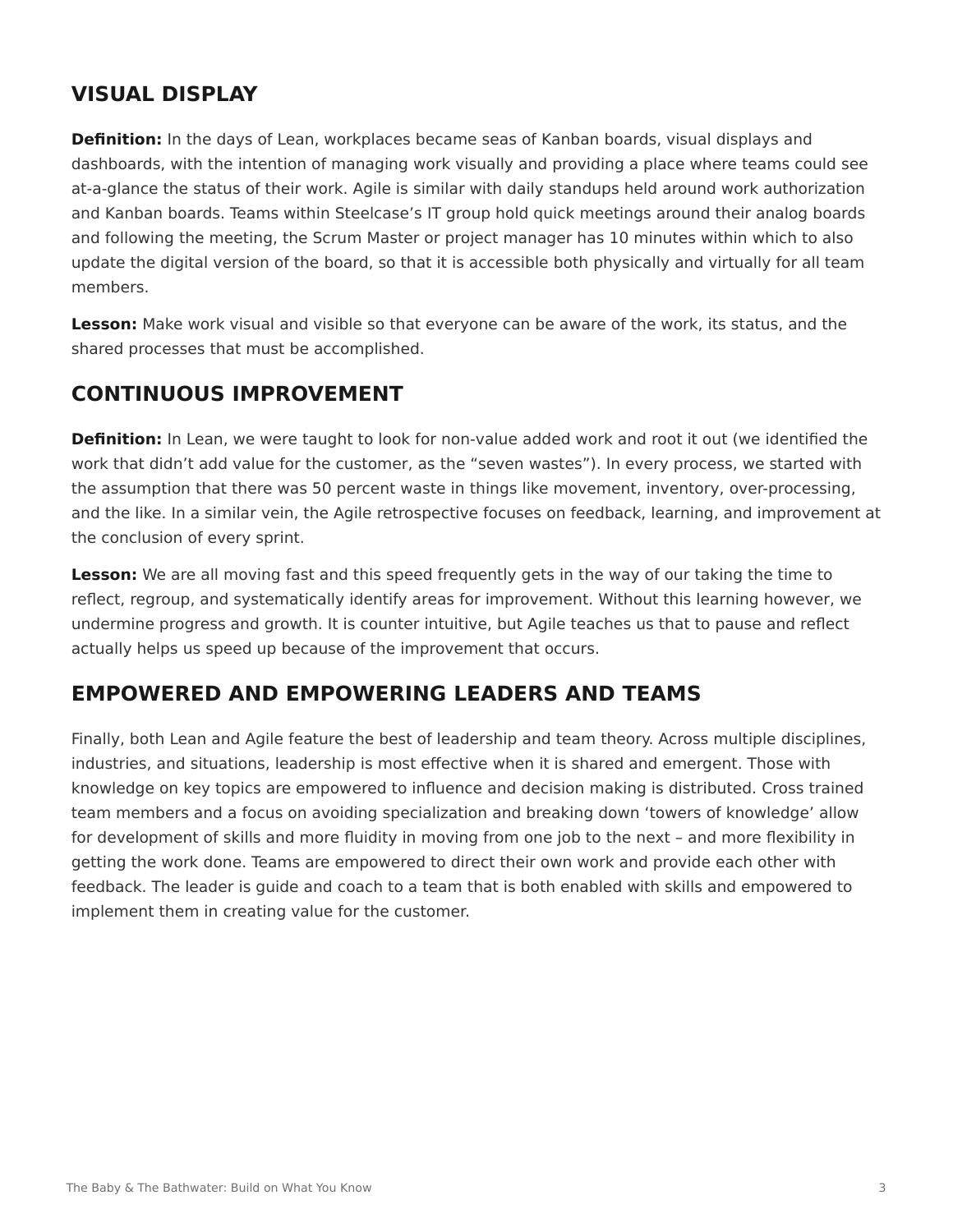## VISUAL DISPLAY

**Definition:** In the days of Lean, workplaces became seas of Kanban boards, visual displays and dashboards, with the intention of managing work visually and providing a place where teams could see at-a-glance the status of their work. Agile is similar with daily standups held around work authorization and Kanban boards. Teams within Steelcase's IT group hold quick meetings around their analog boards and following the meeting, the Scrum Master or project manager has 10 minutes within which to also update the digital version of the board, so that it is accessible both physically and virtually for all team members.

**Lesson:** Make work visual and visible so that everyone can be aware of the work, its status, and the shared processes that must be accomplished.

## CONTINUOUS IMPROVEMENT

**Definition:** In Lean, we were taught to look for non-value added work and root it out (we identified the work that didn't add value for the customer, as the "seven wastes"). In every process, we started with the assumption that there was 50 percent waste in things like movement, inventory, over-processing, and the like. In a similar vein, the Agile retrospective focuses on feedback, learning, and improvement at the conclusion of every sprint.

**Lesson:** We are all moving fast and this speed frequently gets in the way of our taking the time to reflect, regroup, and systematically identify areas for improvement. Without this learning however, we undermine progress and growth. It is counter intuitive, but Agile teaches us that to pause and reflect actually helps us speed up because of the improvement that occurs.

## EMPOWERED AND EMPOWERING LEADERS AND TEAMS

Finally, both Lean and Agile feature the best of leadership and team theory. Across multiple disciplines, industries, and situations, leadership is most effective when it is shared and emergent. Those with knowledge on key topics are empowered to influence and decision making is distributed. Cross trained team members and a focus on avoiding specialization and breaking down 'towers of knowledge' allow for development of skills and more fluidity in moving from one job to the next – and more flexibility in getting the work done. Teams are empowered to direct their own work and provide each other with feedback. The leader is guide and coach to a team that is both enabled with skills and empowered to implement them in creating value for the customer.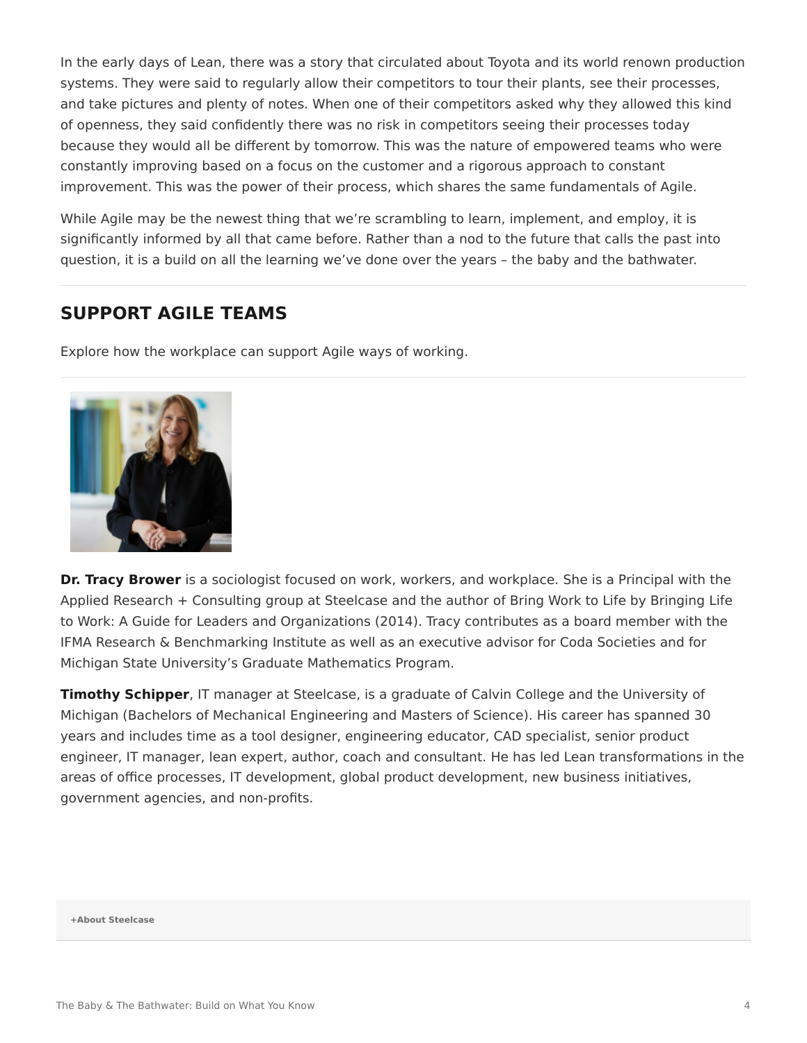In the early days of Lean, there was a story that circulated about Toyota and its world renown production systems. They were said to regularly allow their competitors to tour their plants, see their processes, and take pictures and plenty of notes. When one of their competitors asked why they allowed this kind of openness, they said confidently there was no risk in competitors seeing their processes today because they would all be different by tomorrow. This was the nature of empowered teams who were constantly improving based on a focus on the customer and a rigorous approach to constant improvement. This was the power of their process, which shares the same fundamentals of Agile.

While Agile may be the newest thing that we're scrambling to learn, implement, and employ, it is significantly informed by all that came before. Rather than a nod to the future that calls the past into question, it is a build on all the learning we've done over the years – the baby and the bathwater.

## SUPPORT AGILE TEAMS

Explore how the workplace can support Agile ways of working.

**Dr. Tracy Brower** is a sociologist focused on work, workers, and workplace. She is a Principal with the Applied Research + Consulting group at Steelcase and the author of Bring Work to Life by Bringing Life to Work: A Guide for Leaders and Organizations (2014). Tracy contributes as a board member with the IFMA Research & Benchmarking Institute as well as an executive advisor for Coda Societies and for Michigan State University's Graduate Mathematics Program.

**Timothy Schipper**, IT manager at Steelcase, is a graduate of Calvin College and the University of Michigan (Bachelors of Mechanical Engineering and Masters of Science). His career has spanned 30 years and includes time as a tool designer, engineering educator, CAD specialist, senior product engineer, IT manager, lean expert, author, coach and consultant. He has led Lean transformations in the areas of office processes, IT development, global product development, new business initiatives, government agencies, and non-profits.

**+About Steelcase**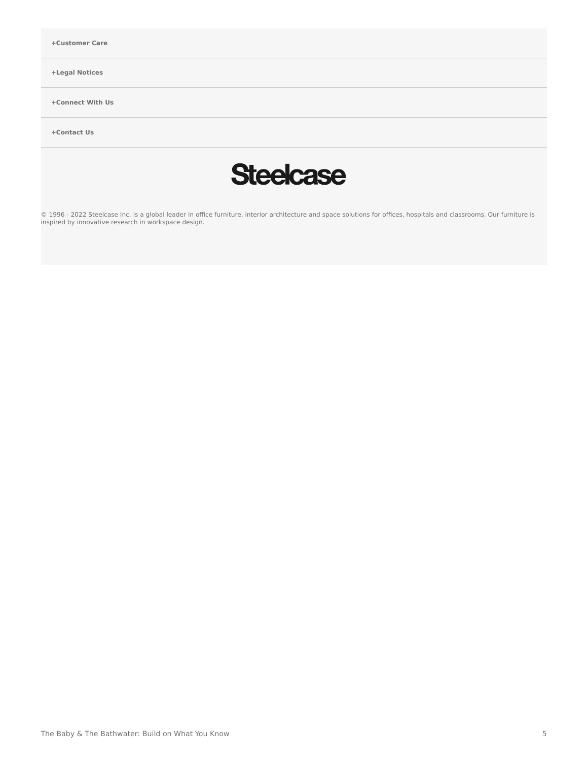**+Customer Care**

**+Legal Notices**

**+Connect With Us**

**+Contact Us**

Steelcase

© 1996 - 2022 Steelcase Inc. is a global leader in office furniture, interior architecture and space solutions for offices, hospitals and classrooms. Our furniture is inspired by innovative research in workspace design.